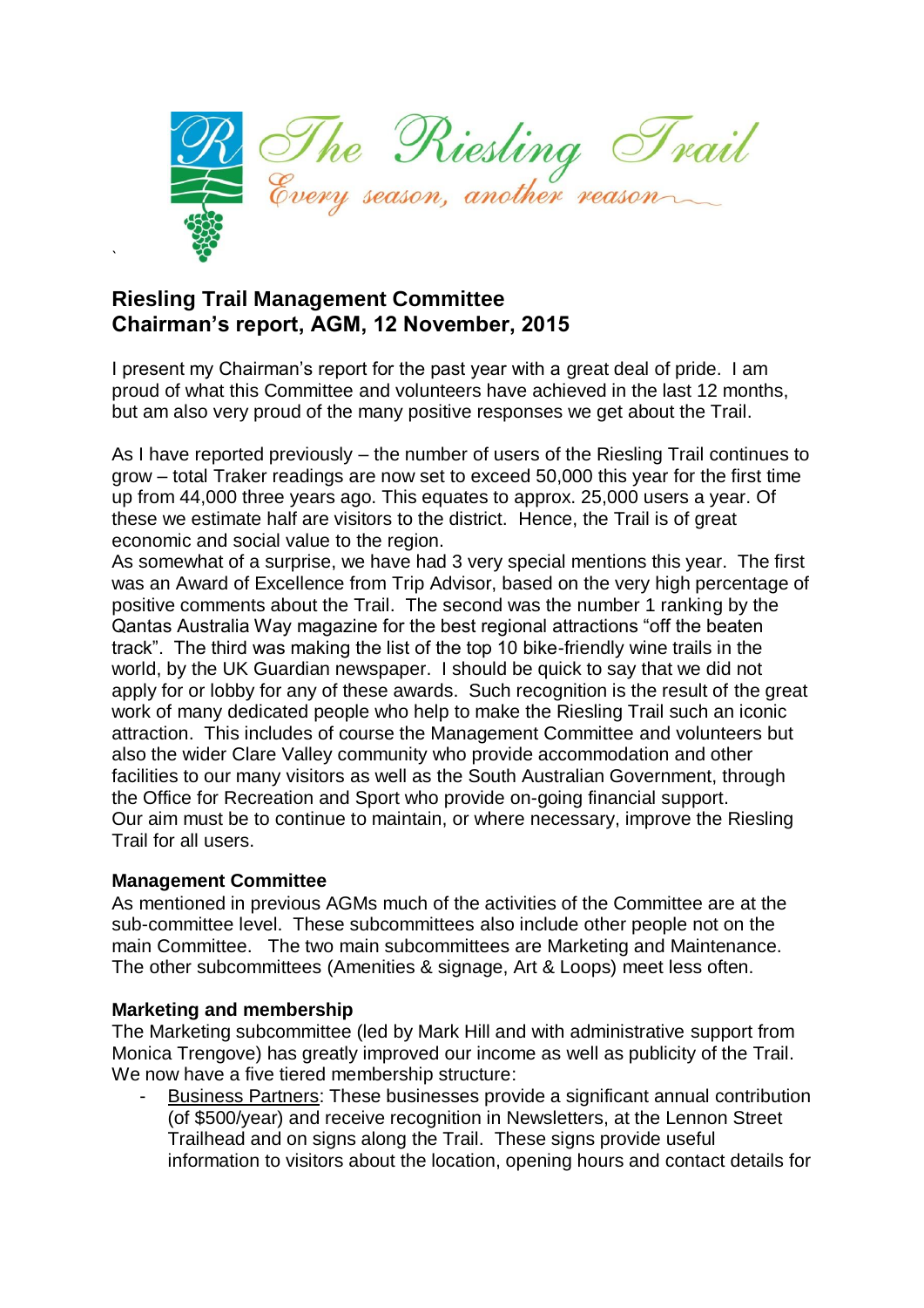The Riesling Trail

*Every season, another reason*

`

## Riesling Trail Management Committee
## Chairman's report, AGM, 12 November, 2015

I present my Chairman's report for the past year with a great deal of pride. I am proud of what this Committee and volunteers have achieved in the last 12 months, but am also very proud of the many positive responses we get about the Trail.

As I have reported previously – the number of users of the Riesling Trail continues to grow – total Traker readings are now set to exceed 50,000 this year for the first time up from 44,000 three years ago. This equates to approx. 25,000 users a year. Of these we estimate half are visitors to the district. Hence, the Trail is of great economic and social value to the region.
As somewhat of a surprise, we have had 3 very special mentions this year. The first was an Award of Excellence from Trip Advisor, based on the very high percentage of positive comments about the Trail. The second was the number 1 ranking by the Qantas Australia Way magazine for the best regional attractions "off the beaten track". The third was making the list of the top 10 bike-friendly wine trails in the world, by the UK Guardian newspaper. I should be quick to say that we did not apply for or lobby for any of these awards. Such recognition is the result of the great work of many dedicated people who help to make the Riesling Trail such an iconic attraction. This includes of course the Management Committee and volunteers but also the wider Clare Valley community who provide accommodation and other facilities to our many visitors as well as the South Australian Government, through the Office for Recreation and Sport who provide on-going financial support.
Our aim must be to continue to maintain, or where necessary, improve the Riesling Trail for all users.

**Management Committee**
As mentioned in previous AGMs much of the activities of the Committee are at the sub-committee level. These subcommittees also include other people not on the main Committee. The two main subcommittees are Marketing and Maintenance. The other subcommittees (Amenities & signage, Art & Loops) meet less often.

**Marketing and membership**
The Marketing subcommittee (led by Mark Hill and with administrative support from Monica Trengove) has greatly improved our income as well as publicity of the Trail. We now have a five tiered membership structure:

- Business Partners: These businesses provide a significant annual contribution (of $500/year) and receive recognition in Newsletters, at the Lennon Street Trailhead and on signs along the Trail. These signs provide useful information to visitors about the location, opening hours and contact details for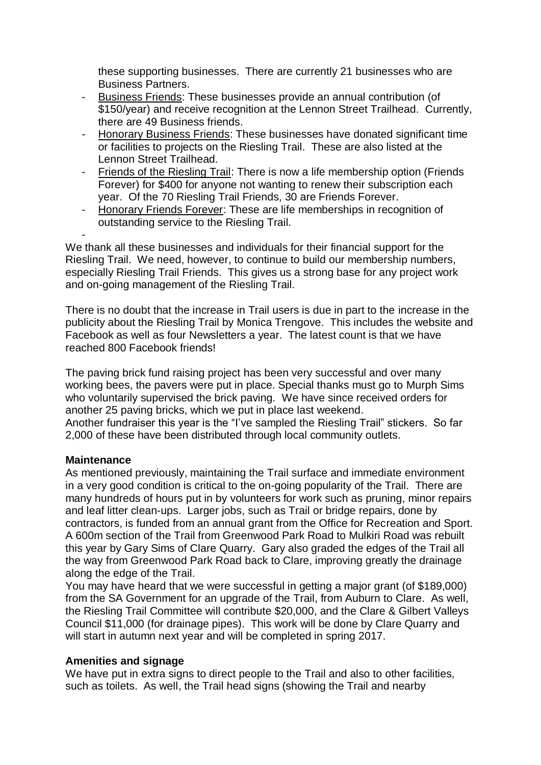these supporting businesses. There are currently 21 businesses who are Business Partners.

- Business Friends: These businesses provide an annual contribution (of $150/year) and receive recognition at the Lennon Street Trailhead. Currently, there are 49 Business friends.
- Honorary Business Friends: These businesses have donated significant time or facilities to projects on the Riesling Trail. These are also listed at the Lennon Street Trailhead.
- Friends of the Riesling Trail: There is now a life membership option (Friends Forever) for $400 for anyone not wanting to renew their subscription each year. Of the 70 Riesling Trail Friends, 30 are Friends Forever.
- Honorary Friends Forever: These are life memberships in recognition of outstanding service to the Riesling Trail.
-

We thank all these businesses and individuals for their financial support for the Riesling Trail. We need, however, to continue to build our membership numbers, especially Riesling Trail Friends. This gives us a strong base for any project work and on-going management of the Riesling Trail.

There is no doubt that the increase in Trail users is due in part to the increase in the publicity about the Riesling Trail by Monica Trengove. This includes the website and Facebook as well as four Newsletters a year. The latest count is that we have reached 800 Facebook friends!

The paving brick fund raising project has been very successful and over many working bees, the pavers were put in place. Special thanks must go to Murph Sims who voluntarily supervised the brick paving. We have since received orders for another 25 paving bricks, which we put in place last weekend.
Another fundraiser this year is the "I've sampled the Riesling Trail" stickers. So far 2,000 of these have been distributed through local community outlets.

**Maintenance**

As mentioned previously, maintaining the Trail surface and immediate environment in a very good condition is critical to the on-going popularity of the Trail. There are many hundreds of hours put in by volunteers for work such as pruning, minor repairs and leaf litter clean-ups. Larger jobs, such as Trail or bridge repairs, done by contractors, is funded from an annual grant from the Office for Recreation and Sport. A 600m section of the Trail from Greenwood Park Road to Mulkiri Road was rebuilt this year by Gary Sims of Clare Quarry. Gary also graded the edges of the Trail all the way from Greenwood Park Road back to Clare, improving greatly the drainage along the edge of the Trail.
You may have heard that we were successful in getting a major grant (of $189,000) from the SA Government for an upgrade of the Trail, from Auburn to Clare. As well, the Riesling Trail Committee will contribute $20,000, and the Clare & Gilbert Valleys Council $11,000 (for drainage pipes). This work will be done by Clare Quarry and will start in autumn next year and will be completed in spring 2017.

**Amenities and signage**

We have put in extra signs to direct people to the Trail and also to other facilities, such as toilets. As well, the Trail head signs (showing the Trail and nearby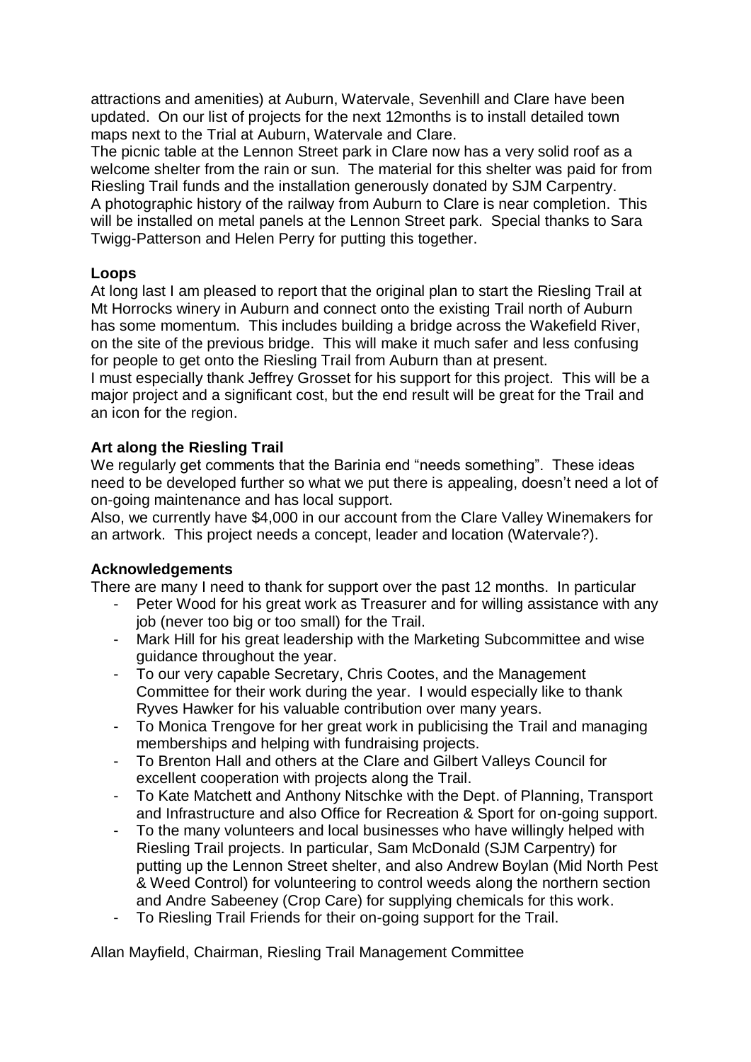attractions and amenities) at Auburn, Watervale, Sevenhill and Clare have been updated. On our list of projects for the next 12months is to install detailed town maps next to the Trial at Auburn, Watervale and Clare.

The picnic table at the Lennon Street park in Clare now has a very solid roof as a welcome shelter from the rain or sun. The material for this shelter was paid for from Riesling Trail funds and the installation generously donated by SJM Carpentry.

A photographic history of the railway from Auburn to Clare is near completion. This will be installed on metal panels at the Lennon Street park. Special thanks to Sara Twigg-Patterson and Helen Perry for putting this together.

**Loops**

At long last I am pleased to report that the original plan to start the Riesling Trail at Mt Horrocks winery in Auburn and connect onto the existing Trail north of Auburn has some momentum. This includes building a bridge across the Wakefield River, on the site of the previous bridge. This will make it much safer and less confusing for people to get onto the Riesling Trail from Auburn than at present.

I must especially thank Jeffrey Grosset for his support for this project. This will be a major project and a significant cost, but the end result will be great for the Trail and an icon for the region.

**Art along the Riesling Trail**

We regularly get comments that the Barinia end "needs something". These ideas need to be developed further so what we put there is appealing, doesn't need a lot of on-going maintenance and has local support.

Also, we currently have $4,000 in our account from the Clare Valley Winemakers for an artwork. This project needs a concept, leader and location (Watervale?).

**Acknowledgements**

There are many I need to thank for support over the past 12 months. In particular

- Peter Wood for his great work as Treasurer and for willing assistance with any job (never too big or too small) for the Trail.
- Mark Hill for his great leadership with the Marketing Subcommittee and wise guidance throughout the year.
- To our very capable Secretary, Chris Cootes, and the Management Committee for their work during the year. I would especially like to thank Ryves Hawker for his valuable contribution over many years.
- To Monica Trengove for her great work in publicising the Trail and managing memberships and helping with fundraising projects.
- To Brenton Hall and others at the Clare and Gilbert Valleys Council for excellent cooperation with projects along the Trail.
- To Kate Matchett and Anthony Nitschke with the Dept. of Planning, Transport and Infrastructure and also Office for Recreation & Sport for on-going support.
- To the many volunteers and local businesses who have willingly helped with Riesling Trail projects. In particular, Sam McDonald (SJM Carpentry) for putting up the Lennon Street shelter, and also Andrew Boylan (Mid North Pest & Weed Control) for volunteering to control weeds along the northern section and Andre Sabeeney (Crop Care) for supplying chemicals for this work.
- To Riesling Trail Friends for their on-going support for the Trail.

Allan Mayfield, Chairman, Riesling Trail Management Committee